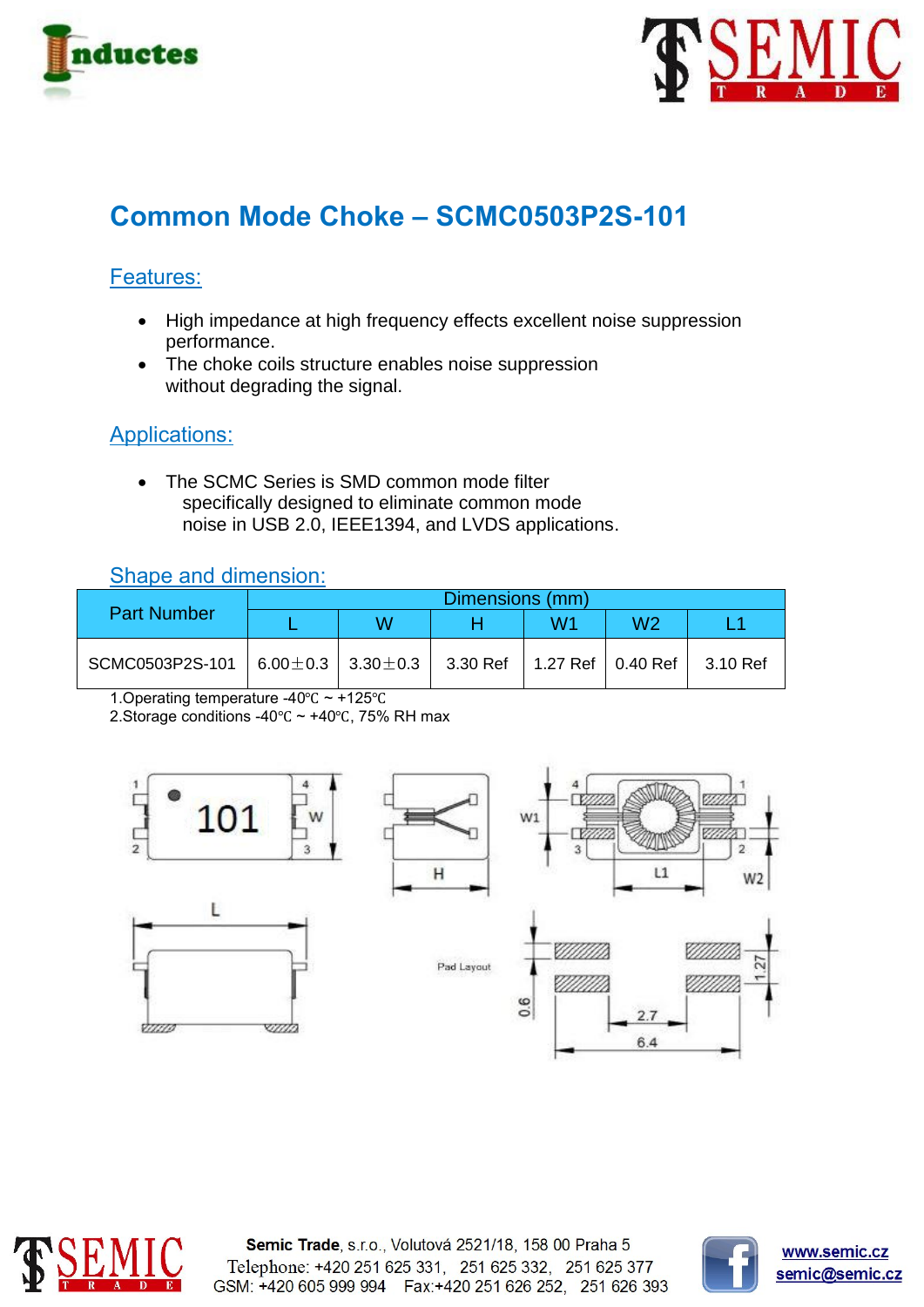# Common Mode Choke – SCMC0503P2S-101

## Features:

- High impedance at high frequency effects excellent noise suppression performance.
- The choke coils structure enables noise suppression without degrading the signal.

## Applications:

- The SCMC Series is SMD common mode filter specifically designed to eliminate common mode noise in USB 2.0, IEEE1394, and LVDS applications.

## Shape and dimension:

| Part Number | Dimensions (mm) | | | | | |
|---|---|---|---|---|---|---|
| | L | W | H | W1 | W2 | L1 |
| SCMC0503P2S-101 | 6.00±0.3 | 3.30±0.3 | 3.30 Ref | 1.27 Ref | 0.40 Ref | 3.10 Ref |

1.Operating temperature -40℃ ~ +125℃
2.Storage conditions -40℃ ~ +40℃, 75% RH max

101

Pad Layout

0.6 1.27 2.7 6.4

**Semic Trade**, s.r.o., Volutová 2521/18, 158 00 Praha 5
Telephone: +420 251 625 331, 251 625 332, 251 625 377
GSM: +420 605 999 994 Fax:+420 251 626 252, 251 626 393

www.semic.cz
semic@semic.cz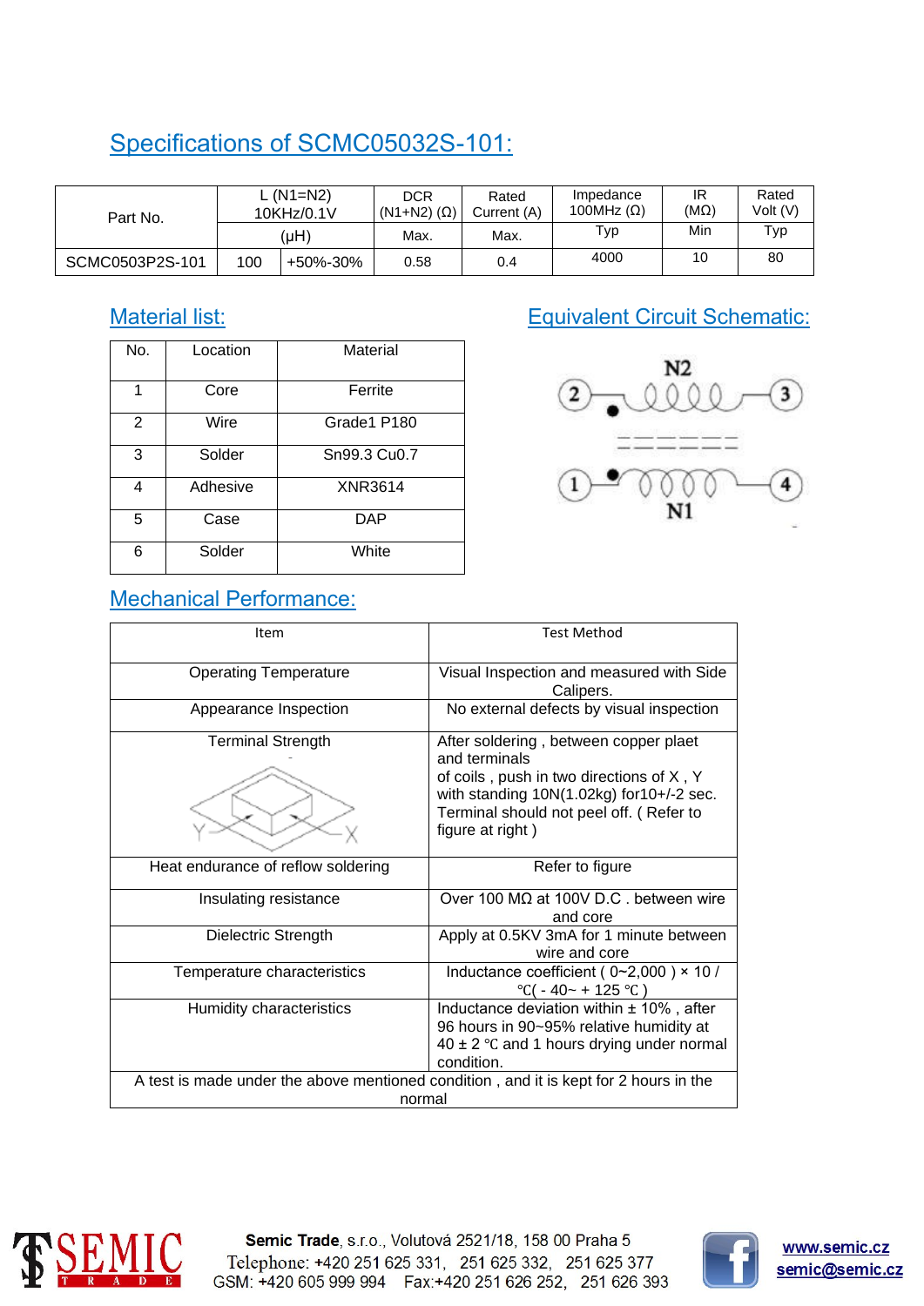## Specifications of SCMC05032S-101:

| Part No. | L (N1=N2) 10KHz/0.1V | | DCR (N1+N2) (Ω) | Rated Current (A) | Impedance 100MHz (Ω) | IR (MΩ) | Rated Volt (V) |
|---|---|---|---|---|---|---|---|
| | (μH) | | Max. | Max. | Typ | Min | Typ |
| SCMC0503P2S-101 | 100 | +50%-30% | 0.58 | 0.4 | 4000 | 10 | 80 |

## Material list:

| No. | Location | Material |
|---|---|---|
| 1 | Core | Ferrite |
| 2 | Wire | Grade1 P180 |
| 3 | Solder | Sn99.3 Cu0.7 |
| 4 | Adhesive | XNR3614 |
| 5 | Case | DAP |
| 6 | Solder | White |

## Equivalent Circuit Schematic:

N2

2 3

1 4

N1

## Mechanical Performance:

| Item | Test Method |
|---|---|
| Operating Temperature | Visual Inspection and measured with Side Calipers. |
| Appearance Inspection | No external defects by visual inspection |
| Terminal Strength (Y, X) | After soldering , between copper plaet and terminals of coils , push in two directions of X , Y with standing 10N(1.02kg) for10+/-2 sec. Terminal should not peel off. ( Refer to figure at right ) |
| Heat endurance of reflow soldering | Refer to figure |
| Insulating resistance | Over 100 MΩ at 100V D.C . between wire and core |
| Dielectric Strength | Apply at 0.5KV 3mA for 1 minute between wire and core |
| Temperature characteristics | Inductance coefficient ( 0~2,000 ) × 10 / ℃( - 40~ + 125 ℃ ) |
| Humidity characteristics | Inductance deviation within ± 10% , after 96 hours in 90~95% relative humidity at 40 ± 2 ℃ and 1 hours drying under normal condition. |
| A test is made under the above mentioned condition , and it is kept for 2 hours in the normal | |

**Semic Trade**, s.r.o., Volutová 2521/18, 158 00 Praha 5
Telephone: +420 251 625 331, 251 625 332, 251 625 377
GSM: +420 605 999 994 Fax:+420 251 626 252, 251 626 393

www.semic.cz
semic@semic.cz